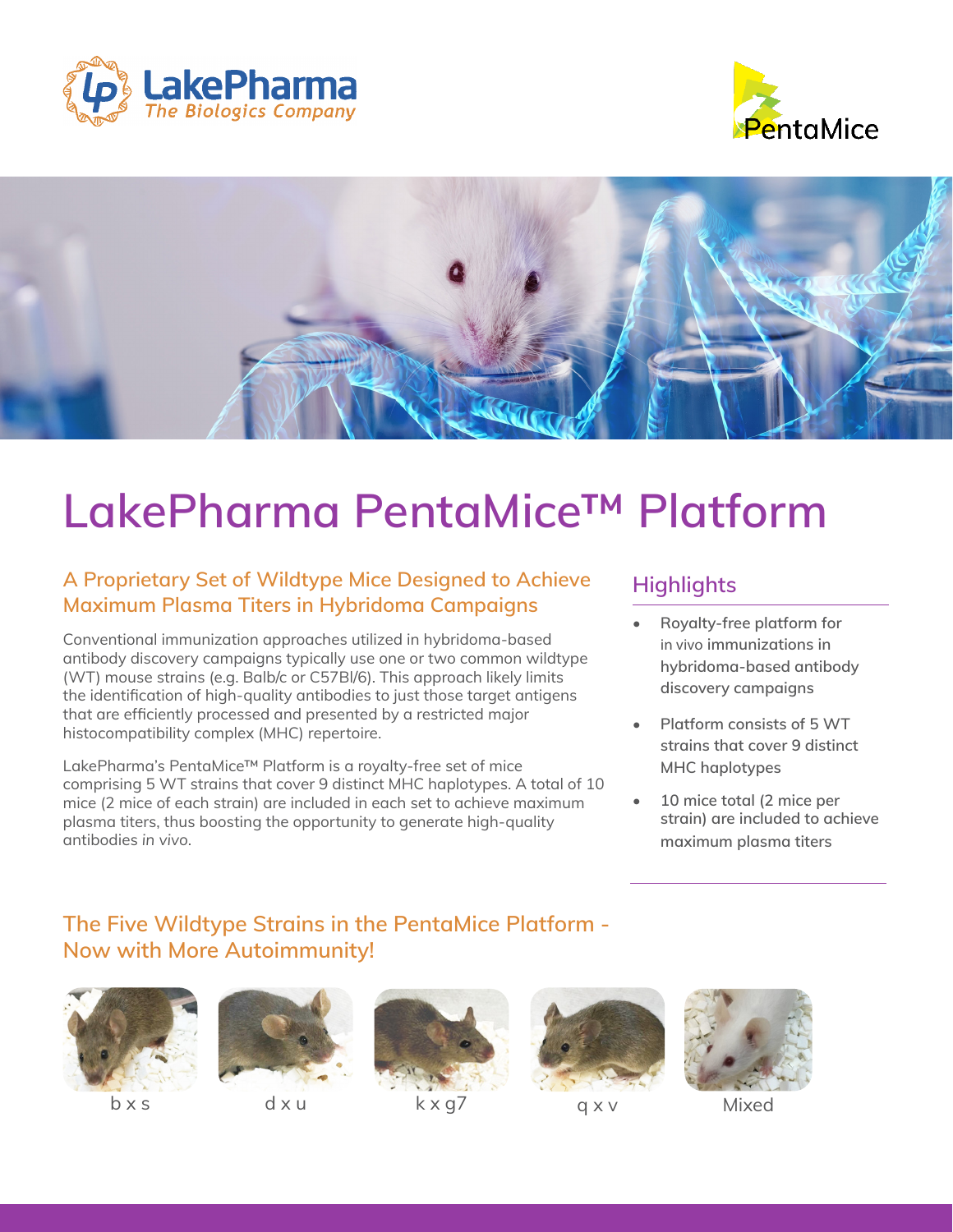# LakePharma PentaMice™ Platform

## A Proprietary Set of Wildtype Mice Designed to Achieve Maximum Plasma Titers in Hybridoma Campaigns

Conventional immunization approaches utilized in hybridoma-based antibody discovery campaigns typically use one or two common wildtype (WT) mouse strains (e.g. Balb/c or C57Bl/6). This approach likely limits the identification of high-quality antibodies to just those target antigens that are efficiently processed and presented by a restricted major histocompatibility complex (MHC) repertoire.

LakePharma's PentaMice™ Platform is a royalty-free set of mice comprising 5 WT strains that cover 9 distinct MHC haplotypes. A total of 10 mice (2 mice of each strain) are included in each set to achieve maximum plasma titers, thus boosting the opportunity to generate high-quality antibodies *in vivo*.

## Highlights

- Royalty-free platform for *in vivo* immunizations in hybridoma-based antibody discovery campaigns
- Platform consists of 5 WT strains that cover 9 distinct MHC haplotypes
- 10 mice total (2 mice per strain) are included to achieve maximum plasma titers

## The Five Wildtype Strains in the PentaMice Platform - Now with More Autoimmunity!

b x s

d x u

k x g7

q x v

Mixed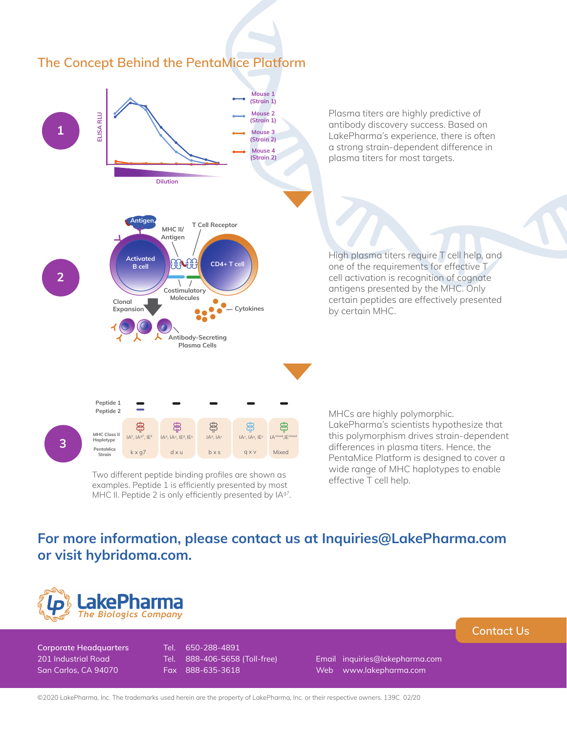## The Concept Behind the PentaMice Platform

1

ELISA RLU

Dilution

Mouse 1 (Strain 1)
Mouse 2 (Strain 1)
Mouse 3 (Strain 2)
Mouse 4 (Strain 2)

Plasma titers are highly predictive of antibody discovery success. Based on LakePharma's experience, there is often a strong strain-dependent difference in plasma titers for most targets.

2

Antigen
MHC II/ Antigen
T Cell Receptor
Activated B cell
CD4+ T cell
Costimulatory Molecules
Clonal Expansion
Cytokines
Antibody-Secreting Plasma Cells

High plasma titers require T cell help, and one of the requirements for effective T cell activation is recognition of cognate antigens presented by the MHC. Only certain peptides are effectively presented by certain MHC.

3

Peptide 1
Peptide 2

MHC Class II Haplotype: $IA^k$, $IA^{g7}$, $IE^k$ | $IA^d$, $IA^u$, $IE^d$, $IE^u$ | $IA^b$, $IA^s$ | $IA^v$, $IA^q$, $IE^v$ | $IA^{mixed}$, $IE^{mixed}$

PentaMice Strain: k x g7 | d x u | b x s | q x v | Mixed

Two different peptide binding profiles are shown as examples. Peptide 1 is efficiently presented by most MHC II. Peptide 2 is only efficiently presented by $IA^{g7}$.

MHCs are highly polymorphic. LakePharma's scientists hypothesize that this polymorphism drives strain-dependent differences in plasma titers. Hence, the PentaMice Platform is designed to cover a wide range of MHC haplotypes to enable effective T cell help.

**For more information, please contact us at Inquiries@LakePharma.com or visit hybridoma.com.**

LakePharma
*The Biologics Company*

Contact Us

Corporate Headquarters
201 Industrial Road
San Carlos, CA 94070

Tel. 650-288-4891
Tel. 888-406-5658 (Toll-free)
Fax 888-635-3618

Email inquiries@lakepharma.com
Web www.lakepharma.com

©2020 LakePharma, Inc. The trademarks used herein are the property of LakePharma, Inc. or their respective owners. 139C 02/20